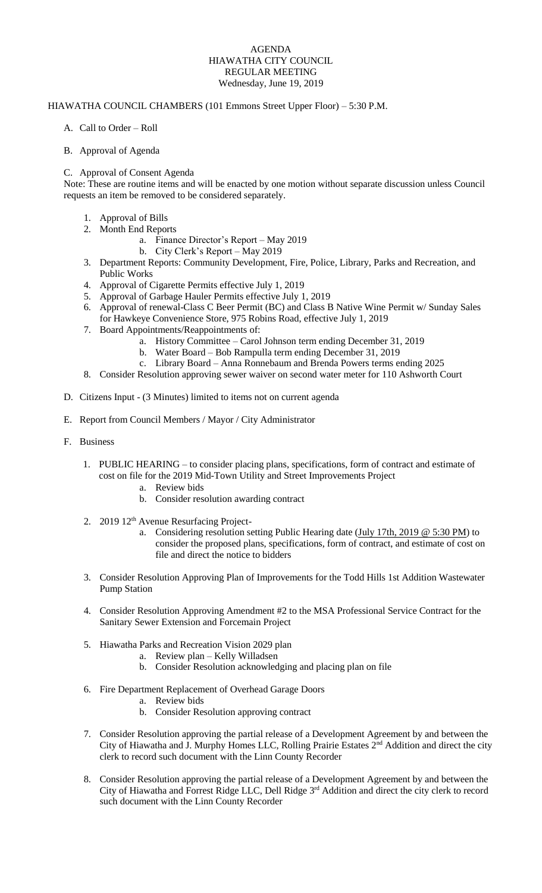# AGENDA
## HIAWATHA CITY COUNCIL
## REGULAR MEETING
### Wednesday, June 19, 2019

HIAWATHA COUNCIL CHAMBERS (101 Emmons Street Upper Floor) – 5:30 P.M.

A. Call to Order – Roll

B. Approval of Agenda

C. Approval of Consent Agenda

Note: These are routine items and will be enacted by one motion without separate discussion unless Council requests an item be removed to be considered separately.

1. Approval of Bills
2. Month End Reports
   a. Finance Director's Report – May 2019
   b. City Clerk's Report – May 2019
3. Department Reports: Community Development, Fire, Police, Library, Parks and Recreation, and Public Works
4. Approval of Cigarette Permits effective July 1, 2019
5. Approval of Garbage Hauler Permits effective July 1, 2019
6. Approval of renewal-Class C Beer Permit (BC) and Class B Native Wine Permit w/ Sunday Sales for Hawkeye Convenience Store, 975 Robins Road, effective July 1, 2019
7. Board Appointments/Reappointments of:
   a. History Committee – Carol Johnson term ending December 31, 2019
   b. Water Board – Bob Rampulla term ending December 31, 2019
   c. Library Board – Anna Ronnebaum and Brenda Powers terms ending 2025
8. Consider Resolution approving sewer waiver on second water meter for 110 Ashworth Court

D. Citizens Input - (3 Minutes) limited to items not on current agenda

E. Report from Council Members / Mayor / City Administrator

F. Business

1. PUBLIC HEARING – to consider placing plans, specifications, form of contract and estimate of cost on file for the 2019 Mid-Town Utility and Street Improvements Project
   a. Review bids
   b. Consider resolution awarding contract

2. 2019 12th Avenue Resurfacing Project-
   a. Considering resolution setting Public Hearing date (July 17th, 2019 @ 5:30 PM) to consider the proposed plans, specifications, form of contract, and estimate of cost on file and direct the notice to bidders

3. Consider Resolution Approving Plan of Improvements for the Todd Hills 1st Addition Wastewater Pump Station

4. Consider Resolution Approving Amendment #2 to the MSA Professional Service Contract for the Sanitary Sewer Extension and Forcemain Project

5. Hiawatha Parks and Recreation Vision 2029 plan
   a. Review plan – Kelly Willadsen
   b. Consider Resolution acknowledging and placing plan on file

6. Fire Department Replacement of Overhead Garage Doors
   a. Review bids
   b. Consider Resolution approving contract

7. Consider Resolution approving the partial release of a Development Agreement by and between the City of Hiawatha and J. Murphy Homes LLC, Rolling Prairie Estates 2nd Addition and direct the city clerk to record such document with the Linn County Recorder

8. Consider Resolution approving the partial release of a Development Agreement by and between the City of Hiawatha and Forrest Ridge LLC, Dell Ridge 3rd Addition and direct the city clerk to record such document with the Linn County Recorder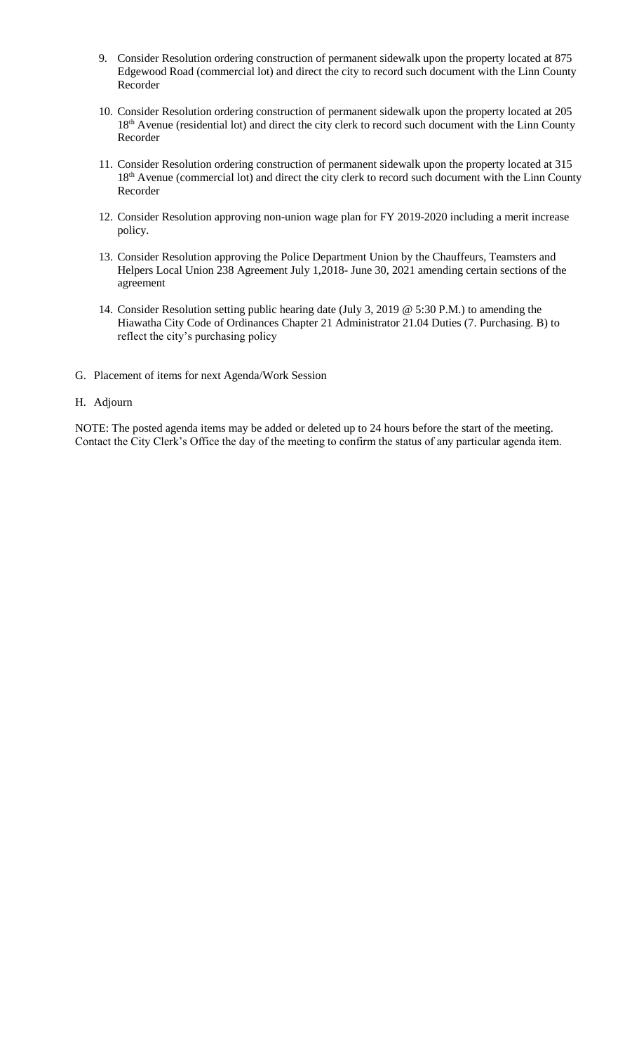9. Consider Resolution ordering construction of permanent sidewalk upon the property located at 875 Edgewood Road (commercial lot) and direct the city to record such document with the Linn County Recorder

10. Consider Resolution ordering construction of permanent sidewalk upon the property located at 205 18th Avenue (residential lot) and direct the city clerk to record such document with the Linn County Recorder

11. Consider Resolution ordering construction of permanent sidewalk upon the property located at 315 18th Avenue (commercial lot) and direct the city clerk to record such document with the Linn County Recorder

12. Consider Resolution approving non-union wage plan for FY 2019-2020 including a merit increase policy.

13. Consider Resolution approving the Police Department Union by the Chauffeurs, Teamsters and Helpers Local Union 238 Agreement July 1,2018- June 30, 2021 amending certain sections of the agreement

14. Consider Resolution setting public hearing date (July 3, 2019 @ 5:30 P.M.) to amending the Hiawatha City Code of Ordinances Chapter 21 Administrator 21.04 Duties (7. Purchasing. B) to reflect the city's purchasing policy

G. Placement of items for next Agenda/Work Session

H. Adjourn

NOTE: The posted agenda items may be added or deleted up to 24 hours before the start of the meeting. Contact the City Clerk's Office the day of the meeting to confirm the status of any particular agenda item.